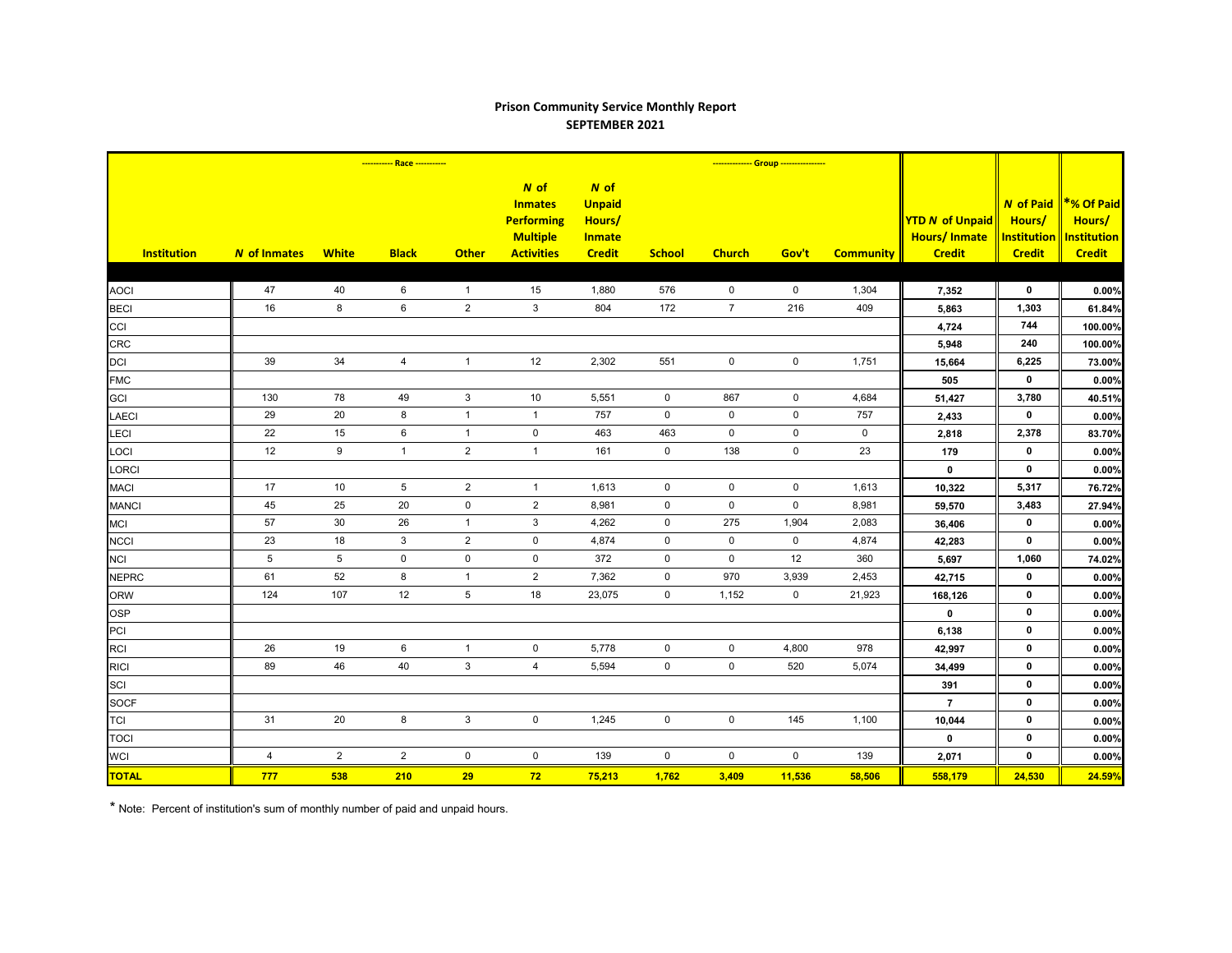# Prison Community Service Monthly Report
## SEPTEMBER 2021

| | | ---------- Race ---------- | | | | | ------------- Group --------------- | | | | | | |
|---|---|---|---|---|---|---|---|---|---|---|---|---|---|
| Institution | *N* of Inmates | White | Black | Other | *N* of Inmates Performing Multiple Activities | *N* of Unpaid Hours/ Inmate Credit | School | Church | Gov't | Community | YTD *N* of Unpaid Hours/ Inmate Credit | *N* of Paid Hours/ Institution Credit | *% Of Paid Hours/ Institution Credit |
| AOCI | 47 | 40 | 6 | 1 | 15 | 1,880 | 576 | 0 | 0 | 1,304 | 7,352 | 0 | 0.00% |
| BECI | 16 | 8 | 6 | 2 | 3 | 804 | 172 | 7 | 216 | 409 | 5,863 | 1,303 | 61.84% |
| CCI | | | | | | | | | | | 4,724 | 744 | 100.00% |
| CRC | | | | | | | | | | | 5,948 | 240 | 100.00% |
| DCI | 39 | 34 | 4 | 1 | 12 | 2,302 | 551 | 0 | 0 | 1,751 | 15,664 | 6,225 | 73.00% |
| FMC | | | | | | | | | | | 505 | 0 | 0.00% |
| GCI | 130 | 78 | 49 | 3 | 10 | 5,551 | 0 | 867 | 0 | 4,684 | 51,427 | 3,780 | 40.51% |
| LAECI | 29 | 20 | 8 | 1 | 1 | 757 | 0 | 0 | 0 | 757 | 2,433 | 0 | 0.00% |
| LECI | 22 | 15 | 6 | 1 | 0 | 463 | 463 | 0 | 0 | 0 | 2,818 | 2,378 | 83.70% |
| LOCI | 12 | 9 | 1 | 2 | 1 | 161 | 0 | 138 | 0 | 23 | 179 | 0 | 0.00% |
| LORCI | | | | | | | | | | | 0 | 0 | 0.00% |
| MACI | 17 | 10 | 5 | 2 | 1 | 1,613 | 0 | 0 | 0 | 1,613 | 10,322 | 5,317 | 76.72% |
| MANCI | 45 | 25 | 20 | 0 | 2 | 8,981 | 0 | 0 | 0 | 8,981 | 59,570 | 3,483 | 27.94% |
| MCI | 57 | 30 | 26 | 1 | 3 | 4,262 | 0 | 275 | 1,904 | 2,083 | 36,406 | 0 | 0.00% |
| NCCI | 23 | 18 | 3 | 2 | 0 | 4,874 | 0 | 0 | 0 | 4,874 | 42,283 | 0 | 0.00% |
| NCI | 5 | 5 | 0 | 0 | 0 | 372 | 0 | 0 | 12 | 360 | 5,697 | 1,060 | 74.02% |
| NEPRC | 61 | 52 | 8 | 1 | 2 | 7,362 | 0 | 970 | 3,939 | 2,453 | 42,715 | 0 | 0.00% |
| ORW | 124 | 107 | 12 | 5 | 18 | 23,075 | 0 | 1,152 | 0 | 21,923 | 168,126 | 0 | 0.00% |
| OSP | | | | | | | | | | | 0 | 0 | 0.00% |
| PCI | | | | | | | | | | | 6,138 | 0 | 0.00% |
| RCI | 26 | 19 | 6 | 1 | 0 | 5,778 | 0 | 0 | 4,800 | 978 | 42,997 | 0 | 0.00% |
| RICI | 89 | 46 | 40 | 3 | 4 | 5,594 | 0 | 0 | 520 | 5,074 | 34,499 | 0 | 0.00% |
| SCI | | | | | | | | | | | 391 | 0 | 0.00% |
| SOCF | | | | | | | | | | | 7 | 0 | 0.00% |
| TCI | 31 | 20 | 8 | 3 | 0 | 1,245 | 0 | 0 | 145 | 1,100 | 10,044 | 0 | 0.00% |
| TOCI | | | | | | | | | | | 0 | 0 | 0.00% |
| WCI | 4 | 2 | 2 | 0 | 0 | 139 | 0 | 0 | 0 | 139 | 2,071 | 0 | 0.00% |
| **TOTAL** | **777** | **538** | **210** | **29** | **72** | **75,213** | **1,762** | **3,409** | **11,536** | **58,506** | **558,179** | **24,530** | **24.59%** |

* Note: Percent of institution's sum of monthly number of paid and unpaid hours.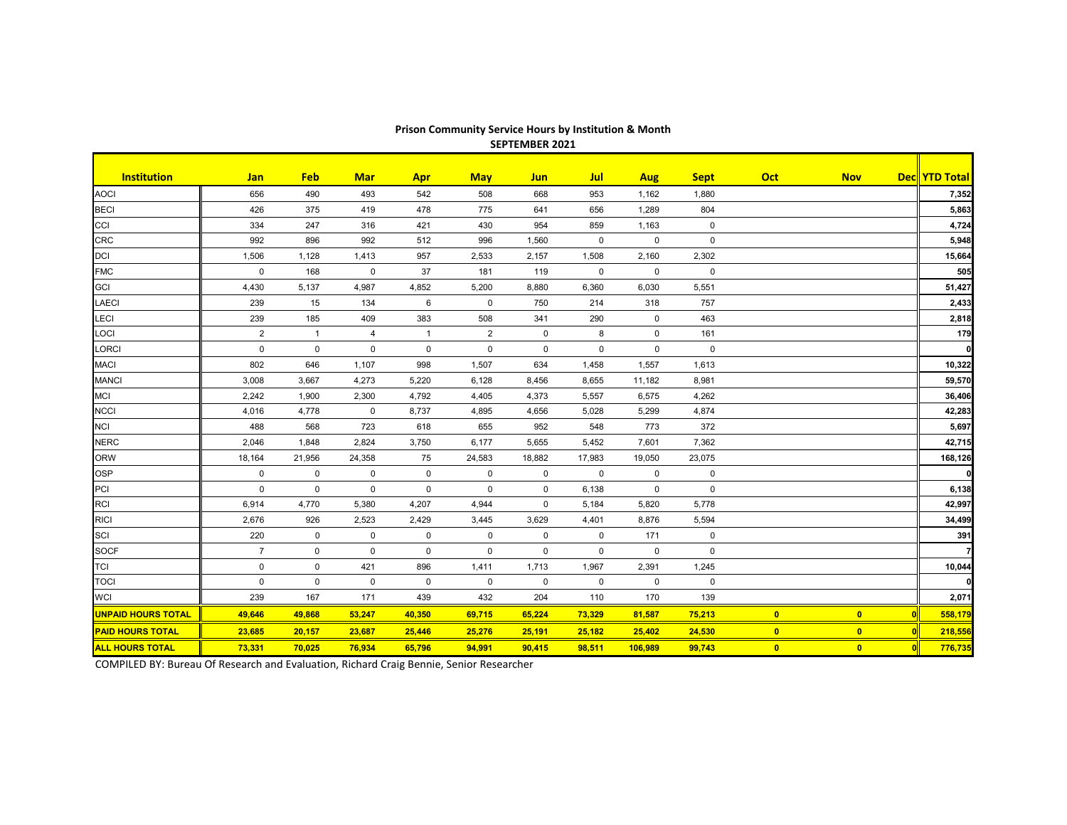## Prison Community Service Hours by Institution & Month
### SEPTEMBER 2021

| Institution | Jan | Feb | Mar | Apr | May | Jun | Jul | Aug | Sept | Oct | Nov | Dec | YTD Total |
|---|---|---|---|---|---|---|---|---|---|---|---|---|---|
| AOCI | 656 | 490 | 493 | 542 | 508 | 668 | 953 | 1,162 | 1,880 | | | | **7,352** |
| BECI | 426 | 375 | 419 | 478 | 775 | 641 | 656 | 1,289 | 804 | | | | **5,863** |
| CCI | 334 | 247 | 316 | 421 | 430 | 954 | 859 | 1,163 | 0 | | | | **4,724** |
| CRC | 992 | 896 | 992 | 512 | 996 | 1,560 | 0 | 0 | 0 | | | | **5,948** |
| DCI | 1,506 | 1,128 | 1,413 | 957 | 2,533 | 2,157 | 1,508 | 2,160 | 2,302 | | | | **15,664** |
| FMC | 0 | 168 | 0 | 37 | 181 | 119 | 0 | 0 | 0 | | | | **505** |
| GCI | 4,430 | 5,137 | 4,987 | 4,852 | 5,200 | 8,880 | 6,360 | 6,030 | 5,551 | | | | **51,427** |
| LAECI | 239 | 15 | 134 | 6 | 0 | 750 | 214 | 318 | 757 | | | | **2,433** |
| LECI | 239 | 185 | 409 | 383 | 508 | 341 | 290 | 0 | 463 | | | | **2,818** |
| LOCI | 2 | 1 | 4 | 1 | 2 | 0 | 8 | 0 | 161 | | | | **179** |
| LORCI | 0 | 0 | 0 | 0 | 0 | 0 | 0 | 0 | 0 | | | | **0** |
| MACI | 802 | 646 | 1,107 | 998 | 1,507 | 634 | 1,458 | 1,557 | 1,613 | | | | **10,322** |
| MANCI | 3,008 | 3,667 | 4,273 | 5,220 | 6,128 | 8,456 | 8,655 | 11,182 | 8,981 | | | | **59,570** |
| MCI | 2,242 | 1,900 | 2,300 | 4,792 | 4,405 | 4,373 | 5,557 | 6,575 | 4,262 | | | | **36,406** |
| NCCI | 4,016 | 4,778 | 0 | 8,737 | 4,895 | 4,656 | 5,028 | 5,299 | 4,874 | | | | **42,283** |
| NCI | 488 | 568 | 723 | 618 | 655 | 952 | 548 | 773 | 372 | | | | **5,697** |
| NERC | 2,046 | 1,848 | 2,824 | 3,750 | 6,177 | 5,655 | 5,452 | 7,601 | 7,362 | | | | **42,715** |
| ORW | 18,164 | 21,956 | 24,358 | 75 | 24,583 | 18,882 | 17,983 | 19,050 | 23,075 | | | | **168,126** |
| OSP | 0 | 0 | 0 | 0 | 0 | 0 | 0 | 0 | 0 | | | | **0** |
| PCI | 0 | 0 | 0 | 0 | 0 | 0 | 6,138 | 0 | 0 | | | | **6,138** |
| RCI | 6,914 | 4,770 | 5,380 | 4,207 | 4,944 | 0 | 5,184 | 5,820 | 5,778 | | | | **42,997** |
| RICI | 2,676 | 926 | 2,523 | 2,429 | 3,445 | 3,629 | 4,401 | 8,876 | 5,594 | | | | **34,499** |
| SCI | 220 | 0 | 0 | 0 | 0 | 0 | 0 | 171 | 0 | | | | **391** |
| SOCF | 7 | 0 | 0 | 0 | 0 | 0 | 0 | 0 | 0 | | | | **7** |
| TCI | 0 | 0 | 421 | 896 | 1,411 | 1,713 | 1,967 | 2,391 | 1,245 | | | | **10,044** |
| TOCI | 0 | 0 | 0 | 0 | 0 | 0 | 0 | 0 | 0 | | | | **0** |
| WCI | 239 | 167 | 171 | 439 | 432 | 204 | 110 | 170 | 139 | | | | **2,071** |
| **UNPAID HOURS TOTAL** | **49,646** | **49,868** | **53,247** | **40,350** | **69,715** | **65,224** | **73,329** | **81,587** | **75,213** | **0** | **0** | **0** | **558,179** |
| **PAID HOURS TOTAL** | **23,685** | **20,157** | **23,687** | **25,446** | **25,276** | **25,191** | **25,182** | **25,402** | **24,530** | **0** | **0** | **0** | **218,556** |
| **ALL HOURS TOTAL** | **73,331** | **70,025** | **76,934** | **65,796** | **94,991** | **90,415** | **98,511** | **106,989** | **99,743** | **0** | **0** | **0** | **776,735** |

COMPILED BY: Bureau Of Research and Evaluation, Richard Craig Bennie, Senior Researcher